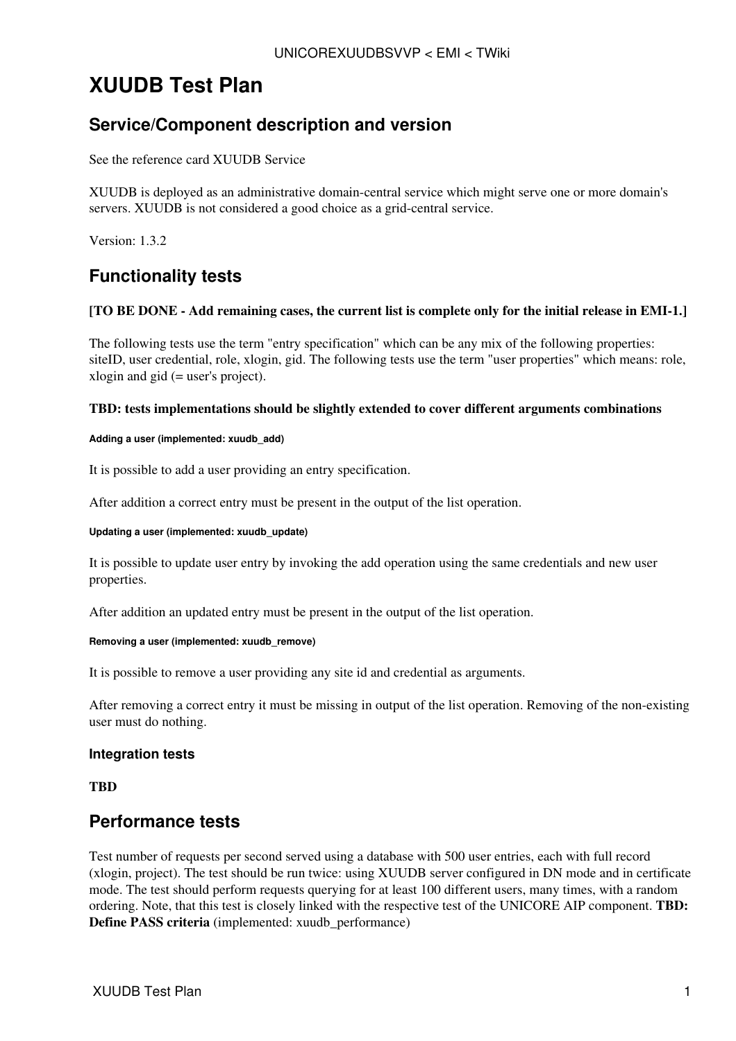# XUUDB Test Plan

## Service/Component description and version

See the reference card XUUDB Service

XUUDB is deployed as an administrative domain-central service which might serve one or more domain's servers. XUUDB is not considered a good choice as a grid-central service.

Version: 1.3.2

## Functionality tests

**[TO BE DONE - Add remaining cases, the current list is complete only for the initial release in EMI-1.]**

The following tests use the term "entry specification" which can be any mix of the following properties: siteID, user credential, role, xlogin, gid. The following tests use the term "user properties" which means: role, xlogin and gid (= user's project).

**TBD: tests implementations should be slightly extended to cover different arguments combinations**

##### Adding a user (implemented: xuudb_add)

It is possible to add a user providing an entry specification.

After addition a correct entry must be present in the output of the list operation.

##### Updating a user (implemented: xuudb_update)

It is possible to update user entry by invoking the add operation using the same credentials and new user properties.

After addition an updated entry must be present in the output of the list operation.

##### Removing a user (implemented: xuudb_remove)

It is possible to remove a user providing any site id and credential as arguments.

After removing a correct entry it must be missing in output of the list operation. Removing of the non-existing user must do nothing.

### Integration tests

**TBD**

## Performance tests

Test number of requests per second served using a database with 500 user entries, each with full record (xlogin, project). The test should be run twice: using XUUDB server configured in DN mode and in certificate mode. The test should perform requests querying for at least 100 different users, many times, with a random ordering. Note, that this test is closely linked with the respective test of the UNICORE AIP component. **TBD: Define PASS criteria** (implemented: xuudb_performance)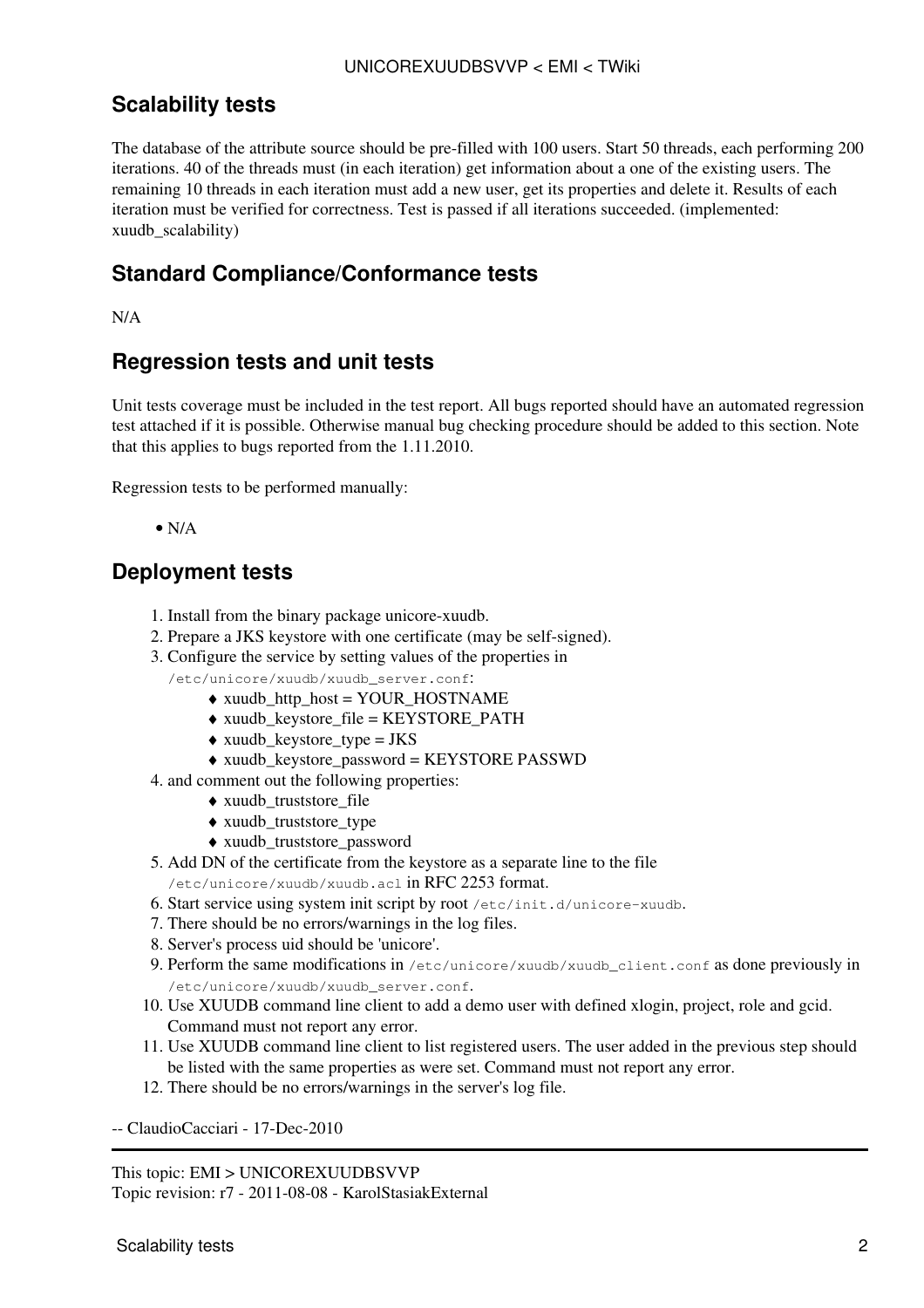## Scalability tests

The database of the attribute source should be pre-filled with 100 users. Start 50 threads, each performing 200 iterations. 40 of the threads must (in each iteration) get information about a one of the existing users. The remaining 10 threads in each iteration must add a new user, get its properties and delete it. Results of each iteration must be verified for correctness. Test is passed if all iterations succeeded. (implemented: xuudb_scalability)

## Standard Compliance/Conformance tests

N/A

## Regression tests and unit tests

Unit tests coverage must be included in the test report. All bugs reported should have an automated regression test attached if it is possible. Otherwise manual bug checking procedure should be added to this section. Note that this applies to bugs reported from the 1.11.2010.

Regression tests to be performed manually:

- N/A

## Deployment tests

1. Install from the binary package unicore-xuudb.
2. Prepare a JKS keystore with one certificate (may be self-signed).
3. Configure the service by setting values of the properties in `/etc/unicore/xuudb/xuudb_server.conf`:
   - xuudb_http_host = YOUR_HOSTNAME
   - xuudb_keystore_file = KEYSTORE_PATH
   - xuudb_keystore_type = JKS
   - xuudb_keystore_password = KEYSTORE PASSWD
4. and comment out the following properties:
   - xuudb_truststore_file
   - xuudb_truststore_type
   - xuudb_truststore_password
5. Add DN of the certificate from the keystore as a separate line to the file `/etc/unicore/xuudb/xuudb.acl` in RFC 2253 format.
6. Start service using system init script by root `/etc/init.d/unicore-xuudb`.
7. There should be no errors/warnings in the log files.
8. Server's process uid should be 'unicore'.
9. Perform the same modifications in `/etc/unicore/xuudb/xuudb_client.conf` as done previously in `/etc/unicore/xuudb/xuudb_server.conf`.
10. Use XUUDB command line client to add a demo user with defined xlogin, project, role and gcid. Command must not report any error.
11. Use XUUDB command line client to list registered users. The user added in the previous step should be listed with the same properties as were set. Command must not report any error.
12. There should be no errors/warnings in the server's log file.

-- ClaudioCacciari - 17-Dec-2010

---

This topic: EMI > UNICOREXUUDBSVVP
Topic revision: r7 - 2011-08-08 - KarolStasiakExternal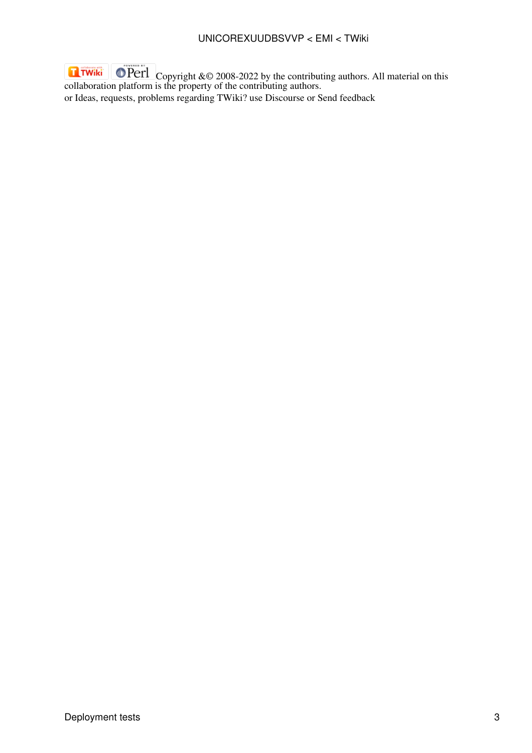Copyright &© 2008-2022 by the contributing authors. All material on this collaboration platform is the property of the contributing authors.
or Ideas, requests, problems regarding TWiki? use Discourse or Send feedback